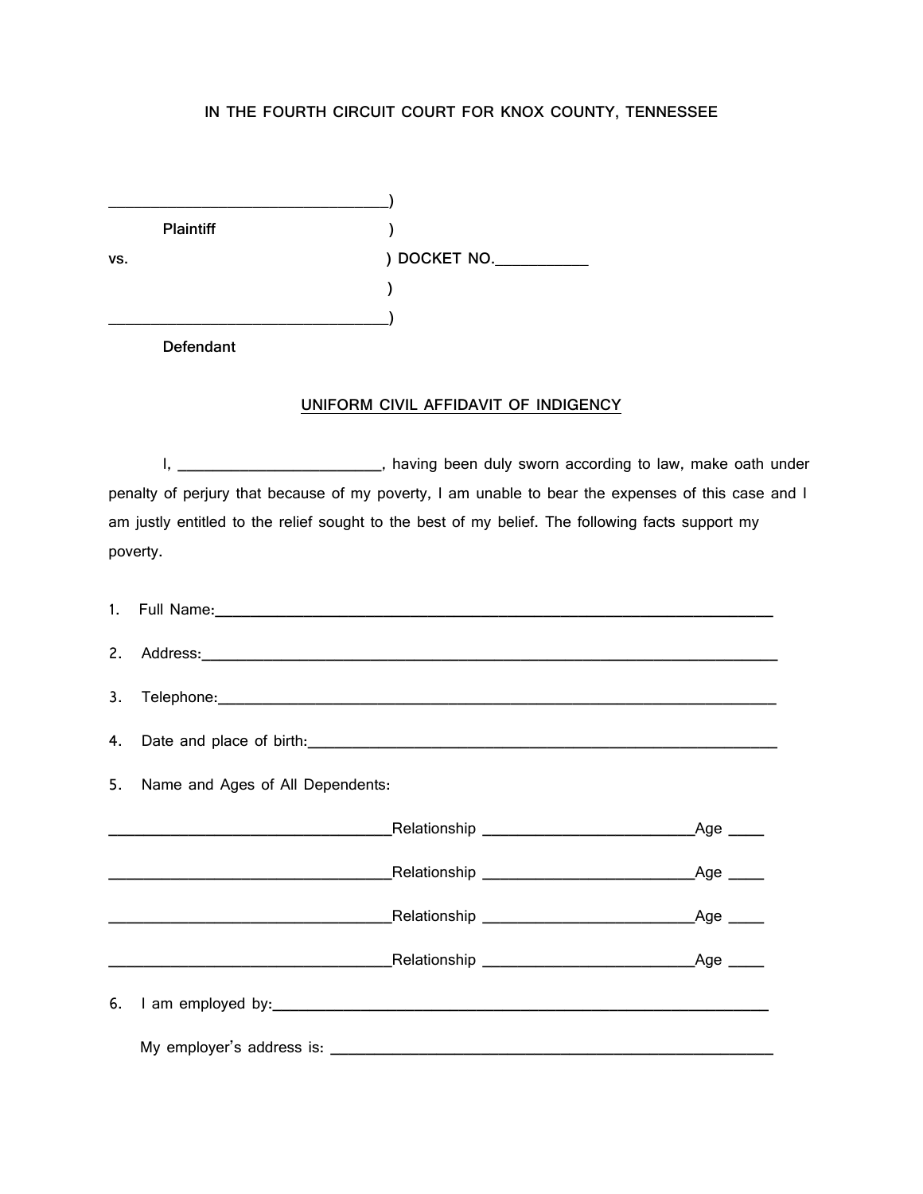IN THE FOURTH CIRCUIT COURT FOR KNOX COUNTY, TENNESSEE

______________________________)
Plaintiff )
vs. ) DOCKET NO.__________
)
______________________________)
Defendant

## UNIFORM CIVIL AFFIDAVIT OF INDIGENCY

I, ______________________, having been duly sworn according to law, make oath under penalty of perjury that because of my poverty, I am unable to bear the expenses of this case and I am justly entitled to the relief sought to the best of my belief. The following facts support my poverty.

1. Full Name:_______________________________________________________________

2. Address:_________________________________________________________________

3. Telephone:_______________________________________________________________

4. Date and place of birth:____________________________________________________

5. Name and Ages of All Dependents:

______________________________Relationship ______________________Age ____

______________________________Relationship ______________________Age ____

______________________________Relationship ______________________Age ____

______________________________Relationship ______________________Age ____

6. I am employed by:_________________________________________________________

My employer's address is: ________________________________________________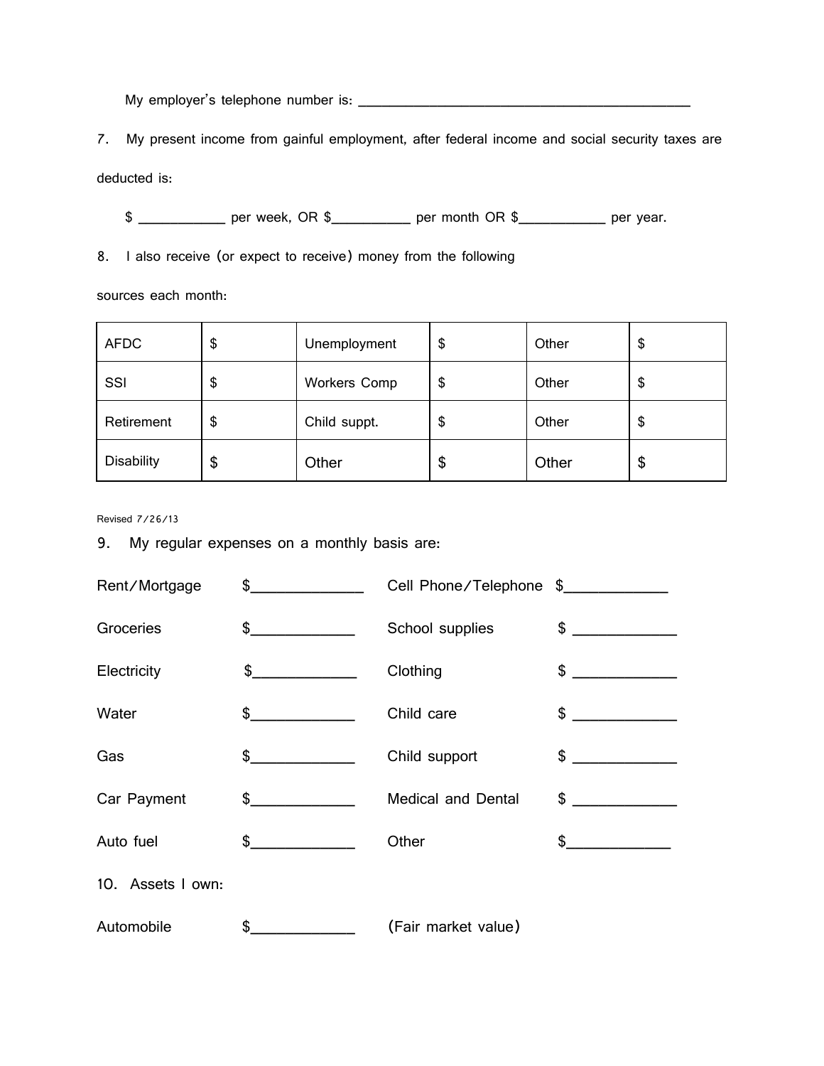My employer's telephone number is: ____________________________________________

7. My present income from gainful employment, after federal income and social security taxes are deducted is:

$ ___________ per week, OR $__________ per month OR $___________ per year.

8. I also receive (or expect to receive) money from the following sources each month:

| AFDC | $ | Unemployment | $ | Other | $ |
|---|---|---|---|---|---|
| SSI | $ | Workers Comp | $ | Other | $ |
| Retirement | $ | Child suppt. | $ | Other | $ |
| Disability | $ | Other | $ | Other | $ |

Revised 7/26/13

9. My regular expenses on a monthly basis are:

Rent/Mortgage $______________ Cell Phone/Telephone $_____________

Groceries $_____________ School supplies $ _____________

Electricity $_____________ Clothing $ _____________

Water $_____________ Child care $ _____________

Gas $_____________ Child support $ _____________

Car Payment $_____________ Medical and Dental $ _____________

Auto fuel $_____________ Other $_____________

10. Assets I own:

Automobile $_____________ (Fair market value)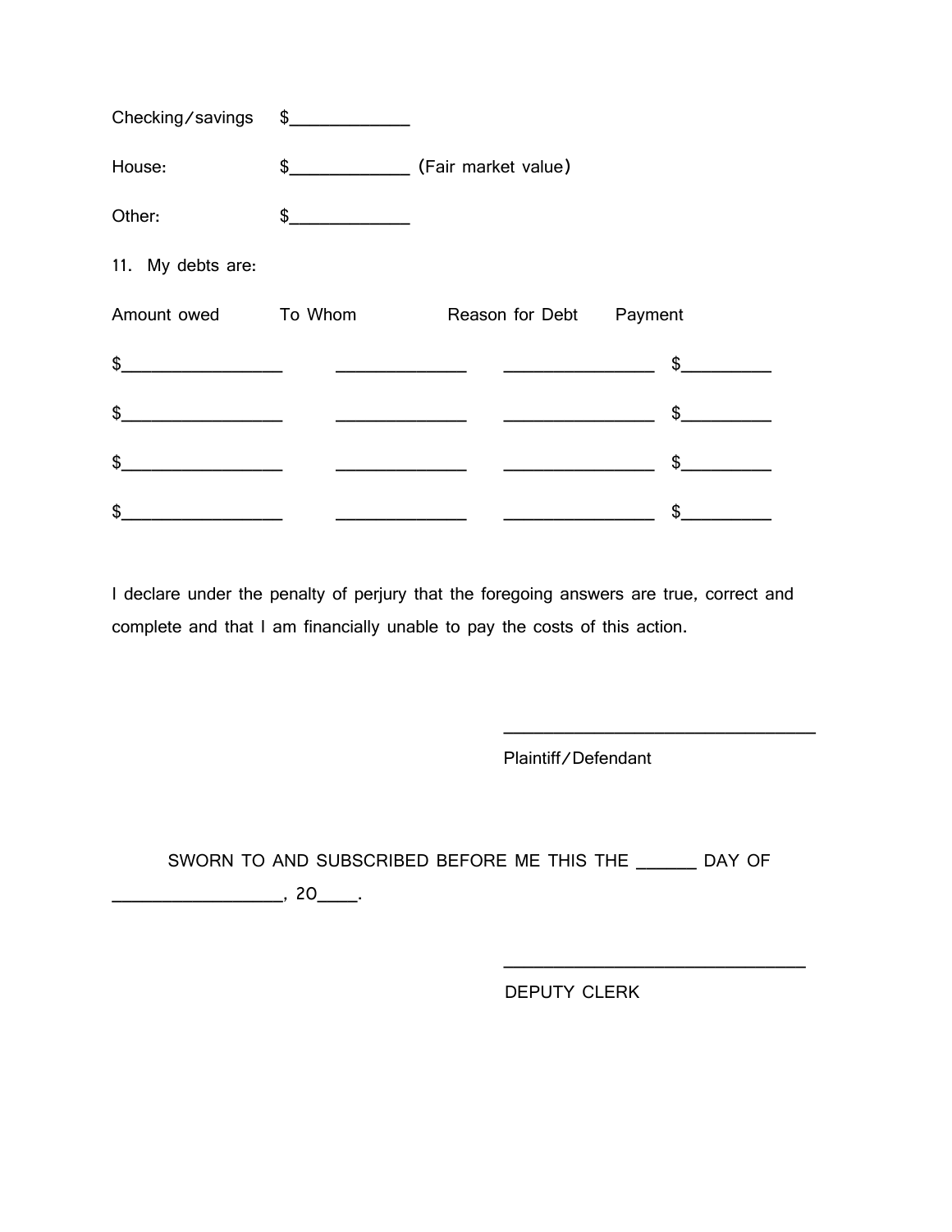Checking/savings $____________

House: $____________ (Fair market value)

Other: $____________

11. My debts are:

| Amount owed | To Whom | Reason for Debt | Payment |
| --- | --- | --- | --- |
| $________________ | ______________ | ________________ | $_________ |
| $________________ | ______________ | ________________ | $_________ |
| $________________ | ______________ | ________________ | $_________ |
| $________________ | ______________ | ________________ | $_________ |

I declare under the penalty of perjury that the foregoing answers are true, correct and complete and that I am financially unable to pay the costs of this action.

_________________________________

Plaintiff/Defendant

SWORN TO AND SUBSCRIBED BEFORE ME THIS THE ______ DAY OF _________________, 20____.

_________________________________

DEPUTY CLERK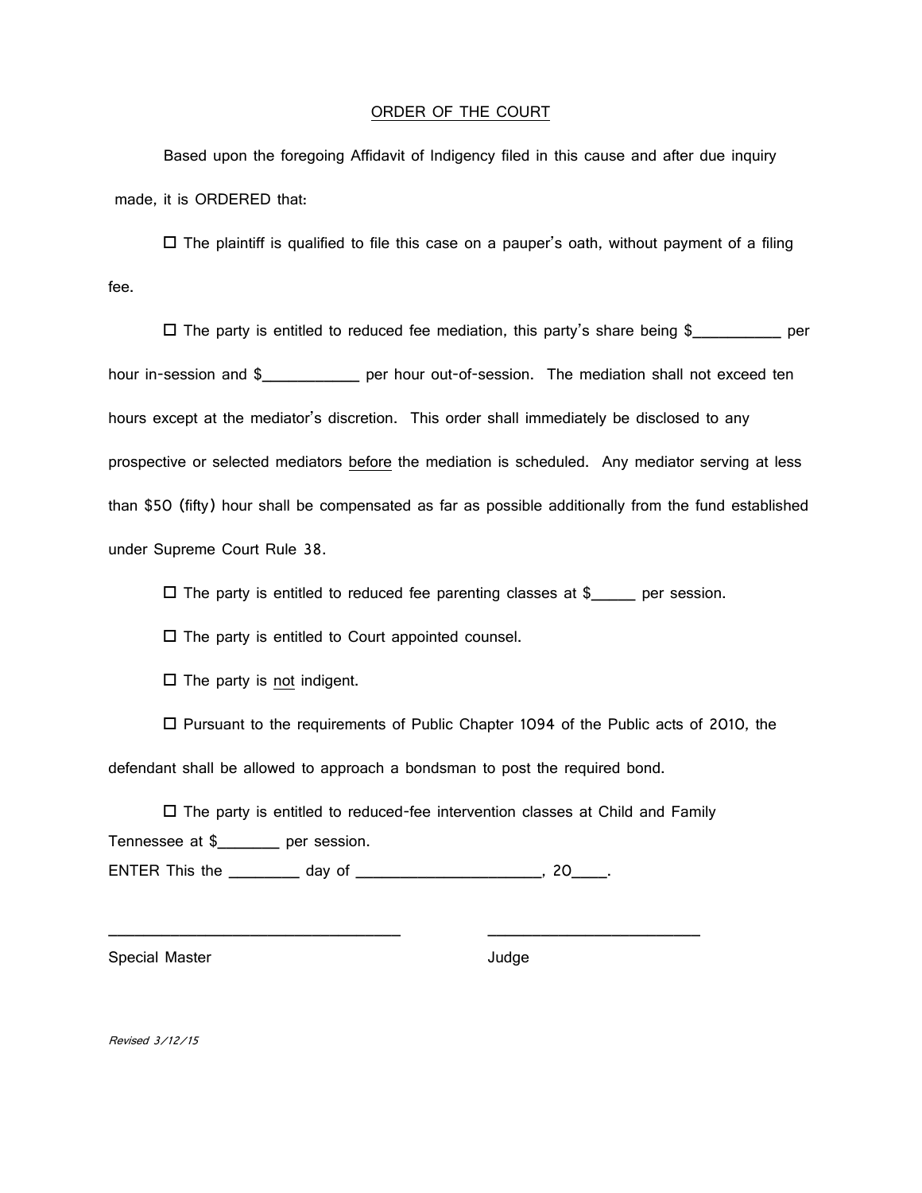ORDER OF THE COURT

Based upon the foregoing Affidavit of Indigency filed in this cause and after due inquiry made, it is ORDERED that:

☐ The plaintiff is qualified to file this case on a pauper's oath, without payment of a filing fee.

☐ The party is entitled to reduced fee mediation, this party's share being $__________ per hour in-session and $___________ per hour out-of-session. The mediation shall not exceed ten hours except at the mediator's discretion. This order shall immediately be disclosed to any prospective or selected mediators before the mediation is scheduled. Any mediator serving at less than $50 (fifty) hour shall be compensated as far as possible additionally from the fund established under Supreme Court Rule 38.

☐ The party is entitled to reduced fee parenting classes at $_____ per session.

☐ The party is entitled to Court appointed counsel.

☐ The party is not indigent.

☐ Pursuant to the requirements of Public Chapter 1094 of the Public acts of 2010, the defendant shall be allowed to approach a bondsman to post the required bond.

☐ The party is entitled to reduced-fee intervention classes at Child and Family Tennessee at $_______ per session.

ENTER This the ________ day of _____________________, 20____.

_________________________________ Special Master

_________________________ Judge

*Revised 3/12/15*